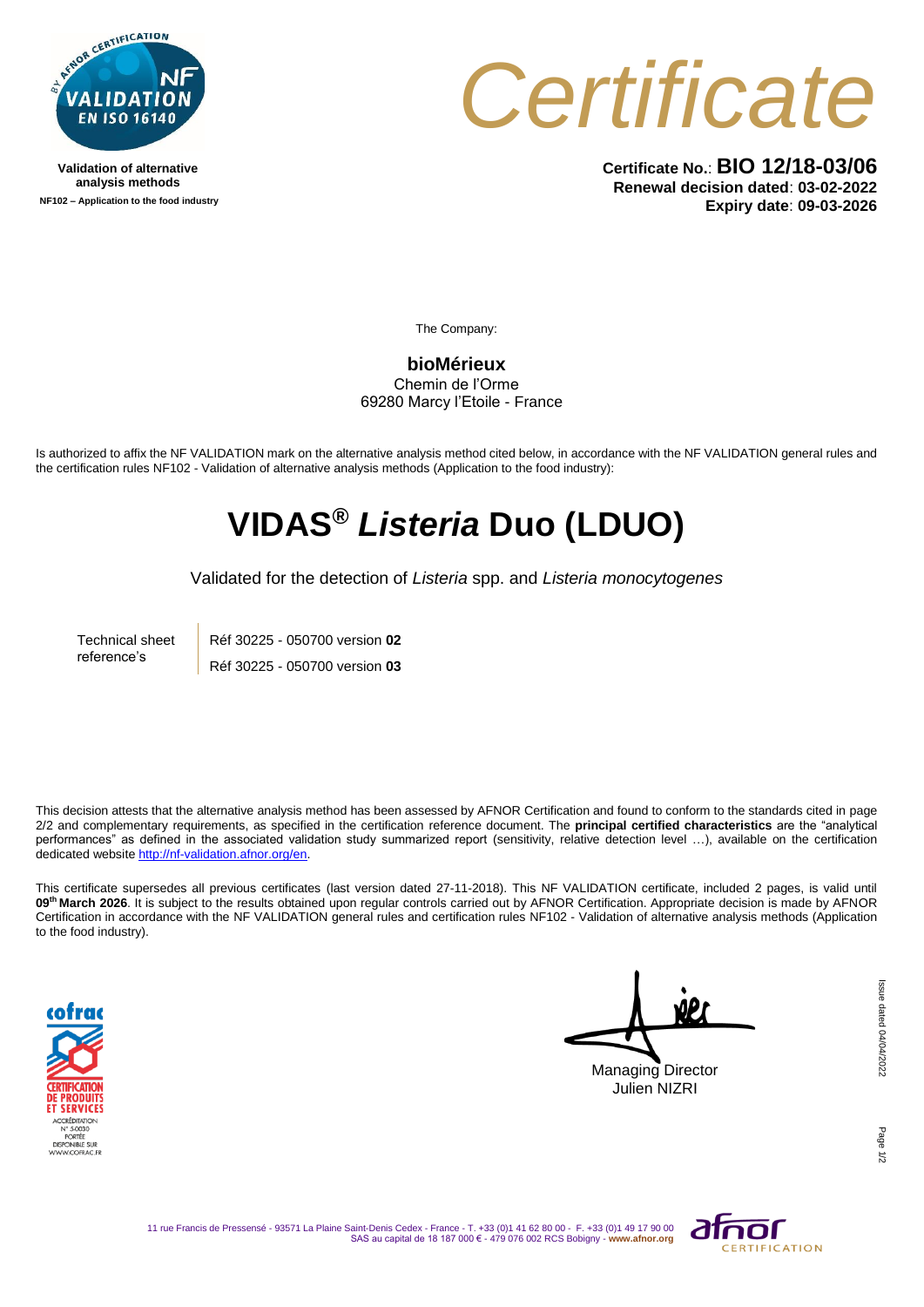Validation of alternative analysis methods

NF102 – Application to the food industry

# Certificate

**Certificate No.**: **BIO 12/18-03/06**
**Renewal decision dated**: **03-02-2022**
**Expiry date**: **09-03-2026**

The Company:

**bioMérieux**
Chemin de l'Orme
69280 Marcy l'Etoile - France

Is authorized to affix the NF VALIDATION mark on the alternative analysis method cited below, in accordance with the NF VALIDATION general rules and the certification rules NF102 - Validation of alternative analysis methods (Application to the food industry):

# VIDAS® *Listeria* Duo (LDUO)

Validated for the detection of *Listeria* spp. and *Listeria monocytogenes*

| | |
|---|---|
| Technical sheet reference's | Réf 30225 - 050700 version **02** |
| | Réf 30225 - 050700 version **03** |

This decision attests that the alternative analysis method has been assessed by AFNOR Certification and found to conform to the standards cited in page 2/2 and complementary requirements, as specified in the certification reference document. The **principal certified characteristics** are the "analytical performances" as defined in the associated validation study summarized report (sensitivity, relative detection level …), available on the certification dedicated website http://nf-validation.afnor.org/en.

This certificate supersedes all previous certificates (last version dated 27-11-2018). This NF VALIDATION certificate, included 2 pages, is valid until **09th March 2026**. It is subject to the results obtained upon regular controls carried out by AFNOR Certification. Appropriate decision is made by AFNOR Certification in accordance with the NF VALIDATION general rules and certification rules NF102 - Validation of alternative analysis methods (Application to the food industry).

cofrac
CERTIFICATION DE PRODUITS ET SERVICES
ACCRÉDITATION N° 5-0030
PORTÉE DISPONIBLE SUR WWW.COFRAC.FR

Managing Director
Julien NIZRI

Issue dated 04/04/2022

11 rue Francis de Pressensé - 93571 La Plaine Saint-Denis Cedex - France - T. +33 (0)1 41 62 80 00 - F. +33 (0)1 49 17 90 00
SAS au capital de 18 187 000 € - 479 076 002 RCS Bobigny - **www.afnor.org**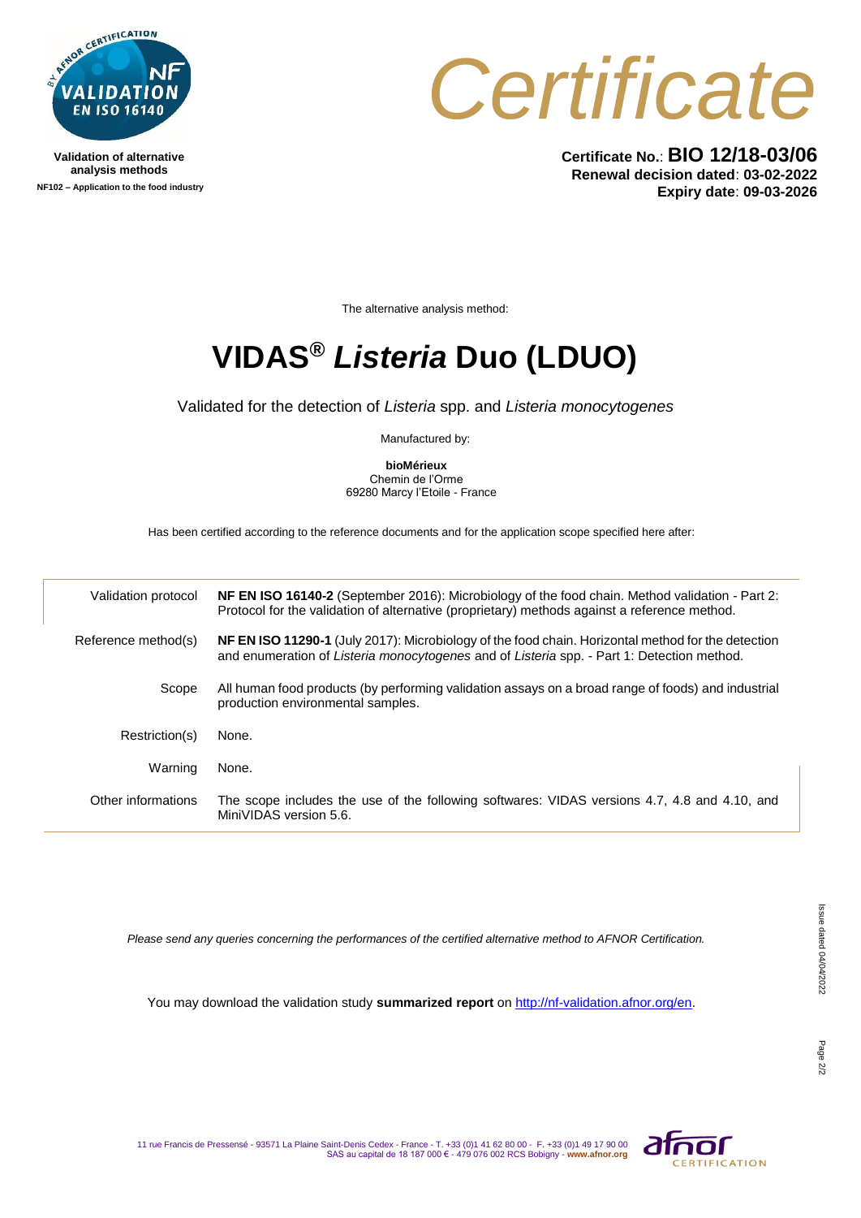Validation of alternative analysis methods
NF102 – Application to the food industry

# Certificate

**Certificate No.**: **BIO 12/18-03/06**
**Renewal decision dated**: **03-02-2022**
**Expiry date**: **09-03-2026**

The alternative analysis method:

# VIDAS® *Listeria* Duo (LDUO)

Validated for the detection of *Listeria* spp. and *Listeria monocytogenes*

Manufactured by:

**bioMérieux**
Chemin de l'Orme
69280 Marcy l'Etoile - France

Has been certified according to the reference documents and for the application scope specified here after:

| | |
|---|---|
| Validation protocol | **NF EN ISO 16140-2** (September 2016): Microbiology of the food chain. Method validation - Part 2: Protocol for the validation of alternative (proprietary) methods against a reference method. |
| Reference method(s) | **NF EN ISO 11290-1** (July 2017): Microbiology of the food chain. Horizontal method for the detection and enumeration of *Listeria monocytogenes* and of *Listeria* spp. - Part 1: Detection method. |
| Scope | All human food products (by performing validation assays on a broad range of foods) and industrial production environmental samples. |
| Restriction(s) | None. |
| Warning | None. |
| Other informations | The scope includes the use of the following softwares: VIDAS versions 4.7, 4.8 and 4.10, and MiniVIDAS version 5.6. |

*Please send any queries concerning the performances of the certified alternative method to AFNOR Certification.*

You may download the validation study **summarized report** on http://nf-validation.afnor.org/en.

Issue dated 04/04/2022

11 rue Francis de Pressensé - 93571 La Plaine Saint-Denis Cedex - France - T. +33 (0)1 41 62 80 00 - F. +33 (0)1 49 17 90 00
SAS au capital de 18 187 000 € - 479 076 002 RCS Bobigny - **www.afnor.org**